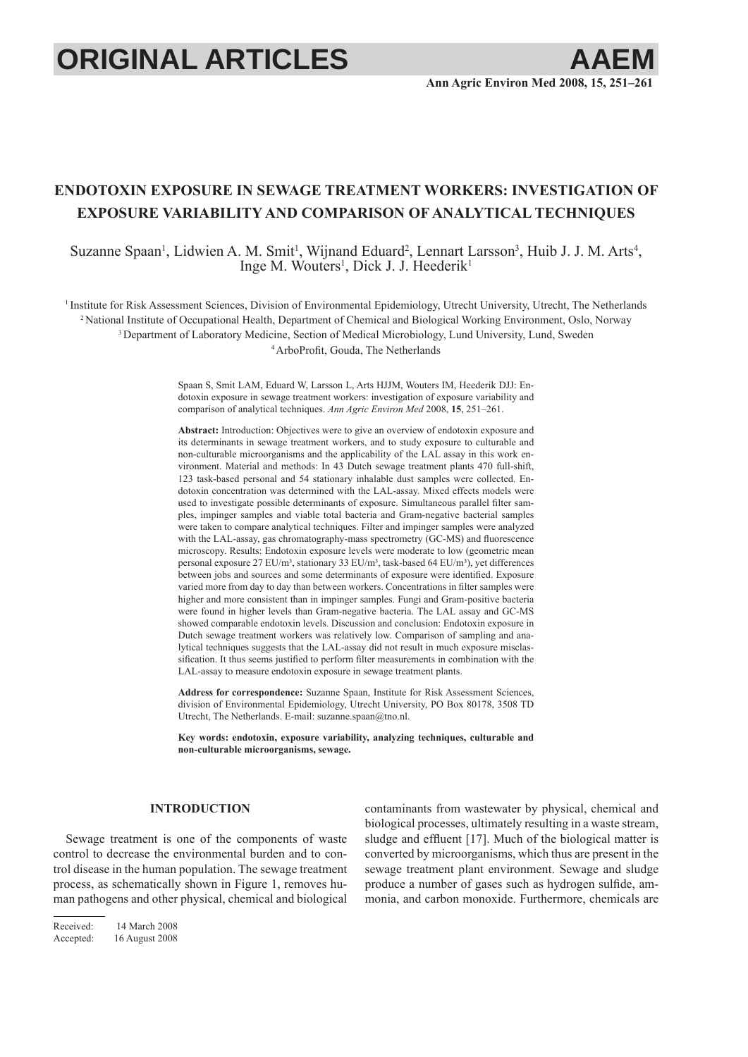# ENDOTOXIN EXPOSURE IN SEWAGE TREATMENT WORKERS: INVESTIGATION OF EXPOSURE VARIABILITY AND COMPARISON OF ANALYTICAL TECHNIQUES

Suzanne Spaan[1], Lidwien A. M. Smit[1], Wijnand Eduard[2], Lennart Larsson[3], Huib J. J. M. Arts[4], Inge M. Wouters[1], Dick J. J. Heederik[1]

[1] Institute for Risk Assessment Sciences, Division of Environmental Epidemiology, Utrecht University, Utrecht, The Netherlands
[2] National Institute of Occupational Health, Department of Chemical and Biological Working Environment, Oslo, Norway
[3] Department of Laboratory Medicine, Section of Medical Microbiology, Lund University, Lund, Sweden
[4] ArboProfit, Gouda, The Netherlands

Spaan S, Smit LAM, Eduard W, Larsson L, Arts HJJM, Wouters IM, Heederik DJJ: Endotoxin exposure in sewage treatment workers: investigation of exposure variability and comparison of analytical techniques. *Ann Agric Environ Med* 2008, **15**, 251–261.

**Abstract:** Introduction: Objectives were to give an overview of endotoxin exposure and its determinants in sewage treatment workers, and to study exposure to culturable and non-culturable microorganisms and the applicability of the LAL assay in this work environment. Material and methods: In 43 Dutch sewage treatment plants 470 full-shift, 123 task-based personal and 54 stationary inhalable dust samples were collected. Endotoxin concentration was determined with the LAL-assay. Mixed effects models were used to investigate possible determinants of exposure. Simultaneous parallel filter samples, impinger samples and viable total bacteria and Gram-negative bacterial samples were taken to compare analytical techniques. Filter and impinger samples were analyzed with the LAL-assay, gas chromatography-mass spectrometry (GC-MS) and fluorescence microscopy. Results: Endotoxin exposure levels were moderate to low (geometric mean personal exposure 27 EU/m³, stationary 33 EU/m³, task-based 64 EU/m³), yet differences between jobs and sources and some determinants of exposure were identified. Exposure varied more from day to day than between workers. Concentrations in filter samples were higher and more consistent than in impinger samples. Fungi and Gram-positive bacteria were found in higher levels than Gram-negative bacteria. The LAL assay and GC-MS showed comparable endotoxin levels. Discussion and conclusion: Endotoxin exposure in Dutch sewage treatment workers was relatively low. Comparison of sampling and analytical techniques suggests that the LAL-assay did not result in much exposure misclassification. It thus seems justified to perform filter measurements in combination with the LAL-assay to measure endotoxin exposure in sewage treatment plants.

**Address for correspondence:** Suzanne Spaan, Institute for Risk Assessment Sciences, division of Environmental Epidemiology, Utrecht University, PO Box 80178, 3508 TD Utrecht, The Netherlands. E-mail: suzanne.spaan@tno.nl.

**Key words: endotoxin, exposure variability, analyzing techniques, culturable and non-culturable microorganisms, sewage.**

## INTRODUCTION

Sewage treatment is one of the components of waste control to decrease the environmental burden and to control disease in the human population. The sewage treatment process, as schematically shown in Figure 1, removes human pathogens and other physical, chemical and biological contaminants from wastewater by physical, chemical and biological processes, ultimately resulting in a waste stream, sludge and effluent [17]. Much of the biological matter is converted by microorganisms, which thus are present in the sewage treatment plant environment. Sewage and sludge produce a number of gases such as hydrogen sulfide, ammonia, and carbon monoxide. Furthermore, chemicals are

Received: 14 March 2008
Accepted: 16 August 2008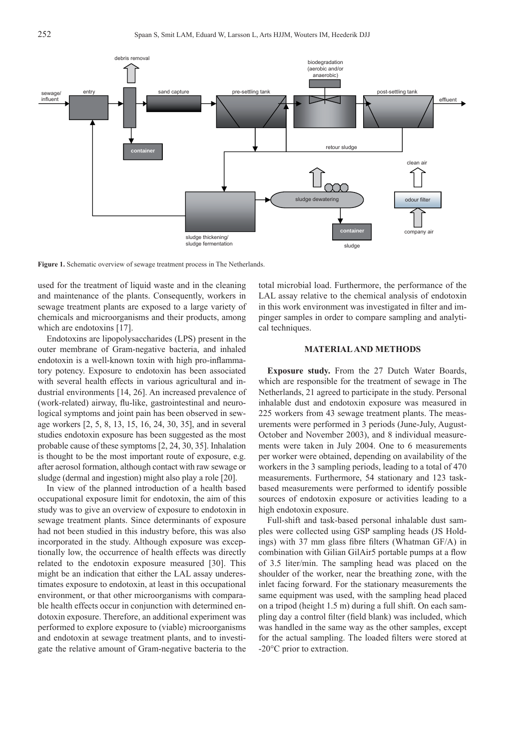**Figure 1.** Schematic overview of sewage treatment process in The Netherlands.

used for the treatment of liquid waste and in the cleaning and maintenance of the plants. Consequently, workers in sewage treatment plants are exposed to a large variety of chemicals and microorganisms and their products, among which are endotoxins [17].

Endotoxins are lipopolysaccharides (LPS) present in the outer membrane of Gram-negative bacteria, and inhaled endotoxin is a well-known toxin with high pro-inflammatory potency. Exposure to endotoxin has been associated with several health effects in various agricultural and industrial environments [14, 26]. An increased prevalence of (work-related) airway, flu-like, gastrointestinal and neurological symptoms and joint pain has been observed in sewage workers [2, 5, 8, 13, 15, 16, 24, 30, 35], and in several studies endotoxin exposure has been suggested as the most probable cause of these symptoms [2, 24, 30, 35]. Inhalation is thought to be the most important route of exposure, e.g. after aerosol formation, although contact with raw sewage or sludge (dermal and ingestion) might also play a role [20].

In view of the planned introduction of a health based occupational exposure limit for endotoxin, the aim of this study was to give an overview of exposure to endotoxin in sewage treatment plants. Since determinants of exposure had not been studied in this industry before, this was also incorporated in the study. Although exposure was exceptionally low, the occurrence of health effects was directly related to the endotoxin exposure measured [30]. This might be an indication that either the LAL assay underestimates exposure to endotoxin, at least in this occupational environment, or that other microorganisms with comparable health effects occur in conjunction with determined endotoxin exposure. Therefore, an additional experiment was performed to explore exposure to (viable) microorganisms and endotoxin at sewage treatment plants, and to investigate the relative amount of Gram-negative bacteria to the total microbial load. Furthermore, the performance of the LAL assay relative to the chemical analysis of endotoxin in this work environment was investigated in filter and impinger samples in order to compare sampling and analytical techniques.

## MATERIAL AND METHODS

**Exposure study.** From the 27 Dutch Water Boards, which are responsible for the treatment of sewage in The Netherlands, 21 agreed to participate in the study. Personal inhalable dust and endotoxin exposure was measured in 225 workers from 43 sewage treatment plants. The measurements were performed in 3 periods (June-July, August-October and November 2003), and 8 individual measurements were taken in July 2004. One to 6 measurements per worker were obtained, depending on availability of the workers in the 3 sampling periods, leading to a total of 470 measurements. Furthermore, 54 stationary and 123 task-based measurements were performed to identify possible sources of endotoxin exposure or activities leading to a high endotoxin exposure.

Full-shift and task-based personal inhalable dust samples were collected using GSP sampling heads (JS Holdings) with 37 mm glass fibre filters (Whatman GF/A) in combination with Gilian GilAir5 portable pumps at a flow of 3.5 liter/min. The sampling head was placed on the shoulder of the worker, near the breathing zone, with the inlet facing forward. For the stationary measurements the same equipment was used, with the sampling head placed on a tripod (height 1.5 m) during a full shift. On each sampling day a control filter (field blank) was included, which was handled in the same way as the other samples, except for the actual sampling. The loaded filters were stored at -20°C prior to extraction.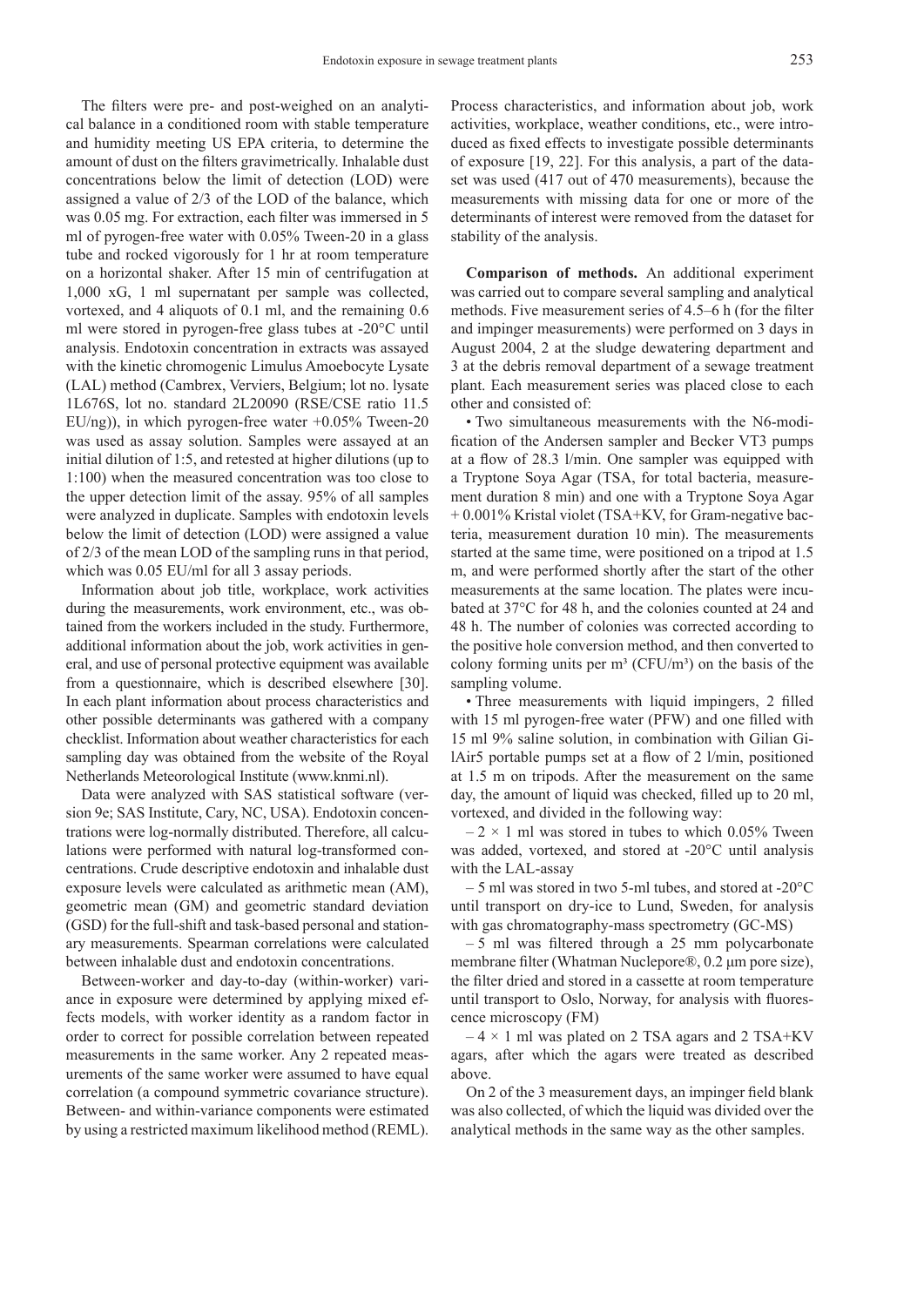The filters were pre- and post-weighed on an analytical balance in a conditioned room with stable temperature and humidity meeting US EPA criteria, to determine the amount of dust on the filters gravimetrically. Inhalable dust concentrations below the limit of detection (LOD) were assigned a value of 2/3 of the LOD of the balance, which was 0.05 mg. For extraction, each filter was immersed in 5 ml of pyrogen-free water with 0.05% Tween-20 in a glass tube and rocked vigorously for 1 hr at room temperature on a horizontal shaker. After 15 min of centrifugation at 1,000 xG, 1 ml supernatant per sample was collected, vortexed, and 4 aliquots of 0.1 ml, and the remaining 0.6 ml were stored in pyrogen-free glass tubes at -20°C until analysis. Endotoxin concentration in extracts was assayed with the kinetic chromogenic Limulus Amoebocyte Lysate (LAL) method (Cambrex, Verviers, Belgium; lot no. lysate 1L676S, lot no. standard 2L20090 (RSE/CSE ratio 11.5 EU/ng)), in which pyrogen-free water +0.05% Tween-20 was used as assay solution. Samples were assayed at an initial dilution of 1:5, and retested at higher dilutions (up to 1:100) when the measured concentration was too close to the upper detection limit of the assay. 95% of all samples were analyzed in duplicate. Samples with endotoxin levels below the limit of detection (LOD) were assigned a value of 2/3 of the mean LOD of the sampling runs in that period, which was 0.05 EU/ml for all 3 assay periods.

Information about job title, workplace, work activities during the measurements, work environment, etc., was obtained from the workers included in the study. Furthermore, additional information about the job, work activities in general, and use of personal protective equipment was available from a questionnaire, which is described elsewhere [30]. In each plant information about process characteristics and other possible determinants was gathered with a company checklist. Information about weather characteristics for each sampling day was obtained from the website of the Royal Netherlands Meteorological Institute (www.knmi.nl).

Data were analyzed with SAS statistical software (version 9e; SAS Institute, Cary, NC, USA). Endotoxin concentrations were log-normally distributed. Therefore, all calculations were performed with natural log-transformed concentrations. Crude descriptive endotoxin and inhalable dust exposure levels were calculated as arithmetic mean (AM), geometric mean (GM) and geometric standard deviation (GSD) for the full-shift and task-based personal and stationary measurements. Spearman correlations were calculated between inhalable dust and endotoxin concentrations.

Between-worker and day-to-day (within-worker) variance in exposure were determined by applying mixed effects models, with worker identity as a random factor in order to correct for possible correlation between repeated measurements in the same worker. Any 2 repeated measurements of the same worker were assumed to have equal correlation (a compound symmetric covariance structure). Between- and within-variance components were estimated by using a restricted maximum likelihood method (REML). Process characteristics, and information about job, work activities, workplace, weather conditions, etc., were introduced as fixed effects to investigate possible determinants of exposure [19, 22]. For this analysis, a part of the dataset was used (417 out of 470 measurements), because the measurements with missing data for one or more of the determinants of interest were removed from the dataset for stability of the analysis.

**Comparison of methods.** An additional experiment was carried out to compare several sampling and analytical methods. Five measurement series of 4.5–6 h (for the filter and impinger measurements) were performed on 3 days in August 2004, 2 at the sludge dewatering department and 3 at the debris removal department of a sewage treatment plant. Each measurement series was placed close to each other and consisted of:

- Two simultaneous measurements with the N6-modification of the Andersen sampler and Becker VT3 pumps at a flow of 28.3 l/min. One sampler was equipped with a Tryptone Soya Agar (TSA, for total bacteria, measurement duration 8 min) and one with a Tryptone Soya Agar + 0.001% Kristal violet (TSA+KV, for Gram-negative bacteria, measurement duration 10 min). The measurements started at the same time, were positioned on a tripod at 1.5 m, and were performed shortly after the start of the other measurements at the same location. The plates were incubated at 37°C for 48 h, and the colonies counted at 24 and 48 h. The number of colonies was corrected according to the positive hole conversion method, and then converted to colony forming units per m³ (CFU/m³) on the basis of the sampling volume.
- Three measurements with liquid impingers, 2 filled with 15 ml pyrogen-free water (PFW) and one filled with 15 ml 9% saline solution, in combination with Gilian GilAir5 portable pumps set at a flow of 2 l/min, positioned at 1.5 m on tripods. After the measurement on the same day, the amount of liquid was checked, filled up to 20 ml, vortexed, and divided in the following way:
  - $2 \times 1$ ml was stored in tubes to which 0.05% Tween was added, vortexed, and stored at -20°C until analysis with the LAL-assay
  - 5 ml was stored in two 5-ml tubes, and stored at -20°C until transport on dry-ice to Lund, Sweden, for analysis with gas chromatography-mass spectrometry (GC-MS)
  - 5 ml was filtered through a 25 mm polycarbonate membrane filter (Whatman Nuclepore®, 0.2 µm pore size), the filter dried and stored in a cassette at room temperature until transport to Oslo, Norway, for analysis with fluorescence microscopy (FM)
  - $4 \times 1$ ml was plated on 2 TSA agars and 2 TSA+KV agars, after which the agars were treated as described above.

On 2 of the 3 measurement days, an impinger field blank was also collected, of which the liquid was divided over the analytical methods in the same way as the other samples.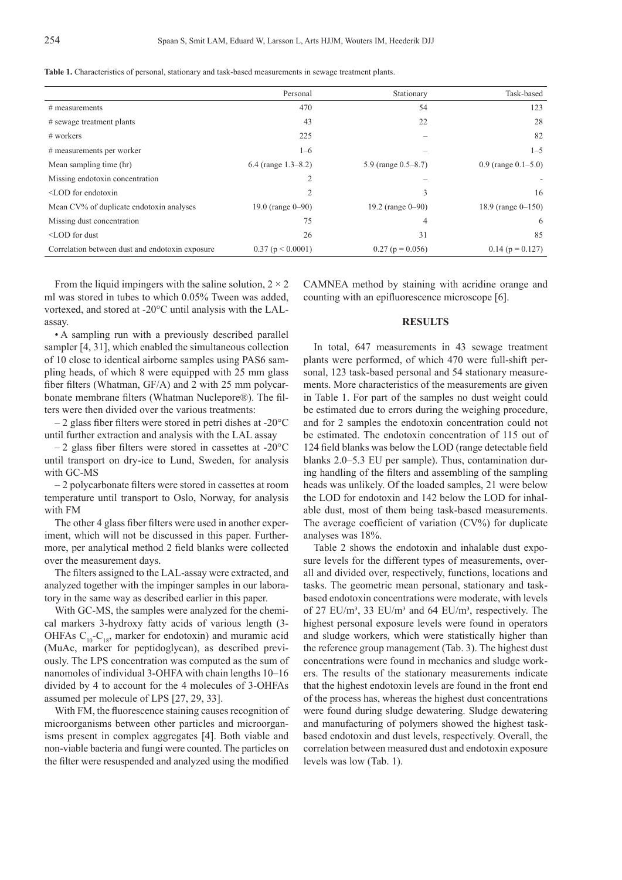**Table 1.** Characteristics of personal, stationary and task-based measurements in sewage treatment plants.

| | Personal | Stationary | Task-based |
|---|---|---|---|
| # measurements | 470 | 54 | 123 |
| # sewage treatment plants | 43 | 22 | 28 |
| # workers | 225 | – | 82 |
| # measurements per worker | 1–6 | – | 1–5 |
| Mean sampling time (hr) | 6.4 (range 1.3–8.2) | 5.9 (range 0.5–8.7) | 0.9 (range 0.1–5.0) |
| Missing endotoxin concentration | 2 | – | - |
| <LOD for endotoxin | 2 | 3 | 16 |
| Mean CV% of duplicate endotoxin analyses | 19.0 (range 0–90) | 19.2 (range 0–90) | 18.9 (range 0–150) |
| Missing dust concentration | 75 | 4 | 6 |
| <LOD for dust | 26 | 31 | 85 |
| Correlation between dust and endotoxin exposure | 0.37 ($p < 0.0001$) | 0.27 ($p = 0.056$) | 0.14 ($p = 0.127$) |

From the liquid impingers with the saline solution, 2 × 2 ml was stored in tubes to which 0.05% Tween was added, vortexed, and stored at -20°C until analysis with the LAL-assay.

• A sampling run with a previously described parallel sampler [4, 31], which enabled the simultaneous collection of 10 close to identical airborne samples using PAS6 sampling heads, of which 8 were equipped with 25 mm glass fiber filters (Whatman, GF/A) and 2 with 25 mm polycarbonate membrane filters (Whatman Nuclepore®). The filters were then divided over the various treatments:

– 2 glass fiber filters were stored in petri dishes at -20°C until further extraction and analysis with the LAL assay

– 2 glass fiber filters were stored in cassettes at -20°C until transport on dry-ice to Lund, Sweden, for analysis with GC-MS

– 2 polycarbonate filters were stored in cassettes at room temperature until transport to Oslo, Norway, for analysis with FM

The other 4 glass fiber filters were used in another experiment, which will not be discussed in this paper. Furthermore, per analytical method 2 field blanks were collected over the measurement days.

The filters assigned to the LAL-assay were extracted, and analyzed together with the impinger samples in our laboratory in the same way as described earlier in this paper.

With GC-MS, the samples were analyzed for the chemical markers 3-hydroxy fatty acids of various length (3-OHFAs $C_{10}$-$C_{18}$, marker for endotoxin) and muramic acid (MuAc, marker for peptidoglycan), as described previously. The LPS concentration was computed as the sum of nanomoles of individual 3-OHFA with chain lengths 10–16 divided by 4 to account for the 4 molecules of 3-OHFAs assumed per molecule of LPS [27, 29, 33].

With FM, the fluorescence staining causes recognition of microorganisms between other particles and microorganisms present in complex aggregates [4]. Both viable and non-viable bacteria and fungi were counted. The particles on the filter were resuspended and analyzed using the modified CAMNEA method by staining with acridine orange and counting with an epifluorescence microscope [6].

## RESULTS

In total, 647 measurements in 43 sewage treatment plants were performed, of which 470 were full-shift personal, 123 task-based personal and 54 stationary measurements. More characteristics of the measurements are given in Table 1. For part of the samples no dust weight could be estimated due to errors during the weighing procedure, and for 2 samples the endotoxin concentration could not be estimated. The endotoxin concentration of 115 out of 124 field blanks was below the LOD (range detectable field blanks 2.0–5.3 EU per sample). Thus, contamination during handling of the filters and assembling of the sampling heads was unlikely. Of the loaded samples, 21 were below the LOD for endotoxin and 142 below the LOD for inhalable dust, most of them being task-based measurements. The average coefficient of variation (CV%) for duplicate analyses was 18%.

Table 2 shows the endotoxin and inhalable dust exposure levels for the different types of measurements, overall and divided over, respectively, functions, locations and tasks. The geometric mean personal, stationary and task-based endotoxin concentrations were moderate, with levels of 27 EU/m³, 33 EU/m³ and 64 EU/m³, respectively. The highest personal exposure levels were found in operators and sludge workers, which were statistically higher than the reference group management (Tab. 3). The highest dust concentrations were found in mechanics and sludge workers. The results of the stationary measurements indicate that the highest endotoxin levels are found in the front end of the process has, whereas the highest dust concentrations were found during sludge dewatering. Sludge dewatering and manufacturing of polymers showed the highest task-based endotoxin and dust levels, respectively. Overall, the correlation between measured dust and endotoxin exposure levels was low (Tab. 1).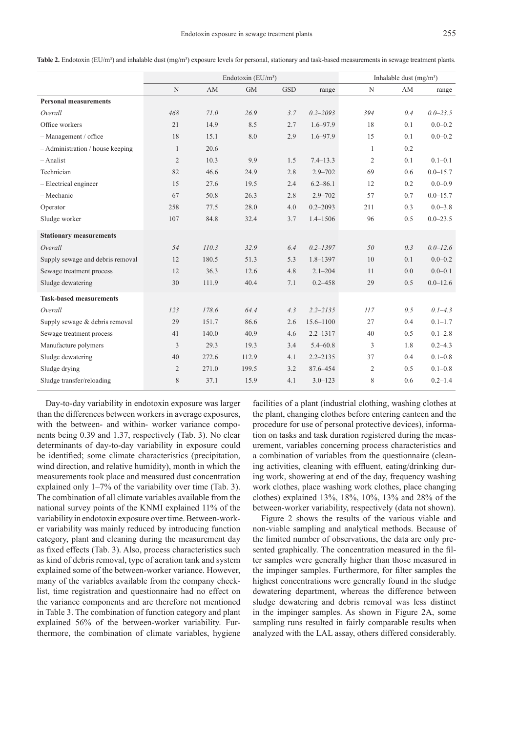**Table 2.** Endotoxin (EU/m³) and inhalable dust (mg/m³) exposure levels for personal, stationary and task-based measurements in sewage treatment plants.

| | Endotoxin (EU/m³) | | | | | Inhalable dust (mg/m³) | | |
|---|---|---|---|---|---|---|---|---|
| | N | AM | GM | GSD | range | N | AM | range |
| **Personal measurements** | | | | | | | | |
| *Overall* | *468* | *71.0* | *26.9* | *3.7* | *0.2–2093* | *394* | *0.4* | *0.0–23.5* |
| Office workers | 21 | 14.9 | 8.5 | 2.7 | 1.6–97.9 | 18 | 0.1 | 0.0–0.2 |
| – Management / office | 18 | 15.1 | 8.0 | 2.9 | 1.6–97.9 | 15 | 0.1 | 0.0–0.2 |
| – Administration / house keeping | 1 | 20.6 | | | | 1 | 0.2 | |
| – Analist | 2 | 10.3 | 9.9 | 1.5 | 7.4–13.3 | 2 | 0.1 | 0.1–0.1 |
| Technician | 82 | 46.6 | 24.9 | 2.8 | 2.9–702 | 69 | 0.6 | 0.0–15.7 |
| – Electrical engineer | 15 | 27.6 | 19.5 | 2.4 | 6.2–86.1 | 12 | 0.2 | 0.0–0.9 |
| – Mechanic | 67 | 50.8 | 26.3 | 2.8 | 2.9–702 | 57 | 0.7 | 0.0–15.7 |
| Operator | 258 | 77.5 | 28.0 | 4.0 | 0.2–2093 | 211 | 0.3 | 0.0–3.8 |
| Sludge worker | 107 | 84.8 | 32.4 | 3.7 | 1.4–1506 | 96 | 0.5 | 0.0–23.5 |
| **Stationary measurements** | | | | | | | | |
| *Overall* | *54* | *110.3* | *32.9* | *6.4* | *0.2–1397* | *50* | *0.3* | *0.0–12.6* |
| Supply sewage and debris removal | 12 | 180.5 | 51.3 | 5.3 | 1.8–1397 | 10 | 0.1 | 0.0–0.2 |
| Sewage treatment process | 12 | 36.3 | 12.6 | 4.8 | 2.1–204 | 11 | 0.0 | 0.0–0.1 |
| Sludge dewatering | 30 | 111.9 | 40.4 | 7.1 | 0.2–458 | 29 | 0.5 | 0.0–12.6 |
| **Task-based measurements** | | | | | | | | |
| *Overall* | *123* | *178.6* | *64.4* | *4.3* | *2.2–2135* | *117* | *0.5* | *0.1–4.3* |
| Supply sewage & debris removal | 29 | 151.7 | 86.6 | 2.6 | 15.6–1100 | 27 | 0.4 | 0.1–1.7 |
| Sewage treatment process | 41 | 140.0 | 40.9 | 4.6 | 2.2–1317 | 40 | 0.5 | 0.1–2.8 |
| Manufacture polymers | 3 | 29.3 | 19.3 | 3.4 | 5.4–60.8 | 3 | 1.8 | 0.2–4.3 |
| Sludge dewatering | 40 | 272.6 | 112.9 | 4.1 | 2.2–2135 | 37 | 0.4 | 0.1–0.8 |
| Sludge drying | 2 | 271.0 | 199.5 | 3.2 | 87.6–454 | 2 | 0.5 | 0.1–0.8 |
| Sludge transfer/reloading | 8 | 37.1 | 15.9 | 4.1 | 3.0–123 | 8 | 0.6 | 0.2–1.4 |

Day-to-day variability in endotoxin exposure was larger than the differences between workers in average exposures, with the between- and within- worker variance components being 0.39 and 1.37, respectively (Tab. 3). No clear determinants of day-to-day variability in exposure could be identified; some climate characteristics (precipitation, wind direction, and relative humidity), month in which the measurements took place and measured dust concentration explained only 1–7% of the variability over time (Tab. 3). The combination of all climate variables available from the national survey points of the KNMI explained 11% of the variability in endotoxin exposure over time. Between-worker variability was mainly reduced by introducing function category, plant and cleaning during the measurement day as fixed effects (Tab. 3). Also, process characteristics such as kind of debris removal, type of aeration tank and system explained some of the between-worker variance. However, many of the variables available from the company checklist, time registration and questionnaire had no effect on the variance components and are therefore not mentioned in Table 3. The combination of function category and plant explained 56% of the between-worker variability. Furthermore, the combination of climate variables, hygiene facilities of a plant (industrial clothing, washing clothes at the plant, changing clothes before entering canteen and the procedure for use of personal protective devices), information on tasks and task duration registered during the measurement, variables concerning process characteristics and a combination of variables from the questionnaire (cleaning activities, cleaning with effluent, eating/drinking during work, showering at end of the day, frequency washing work clothes, place washing work clothes, place changing clothes) explained 13%, 18%, 10%, 13% and 28% of the between-worker variability, respectively (data not shown).

Figure 2 shows the results of the various viable and non-viable sampling and analytical methods. Because of the limited number of observations, the data are only presented graphically. The concentration measured in the filter samples were generally higher than those measured in the impinger samples. Furthermore, for filter samples the highest concentrations were generally found in the sludge dewatering department, whereas the difference between sludge dewatering and debris removal was less distinct in the impinger samples. As shown in Figure 2A, some sampling runs resulted in fairly comparable results when analyzed with the LAL assay, others differed considerably.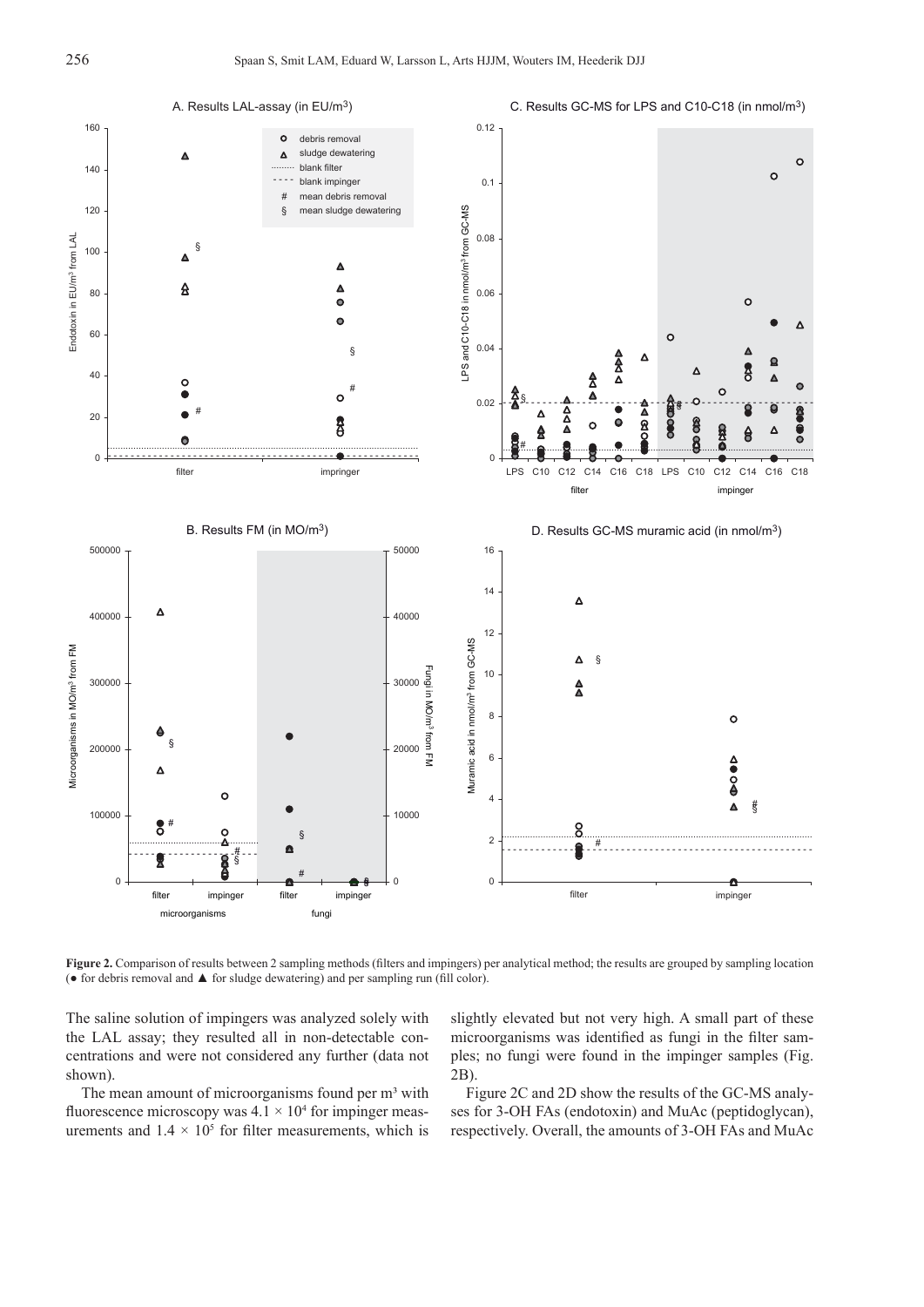**Figure 2.** Comparison of results between 2 sampling methods (filters and impingers) per analytical method; the results are grouped by sampling location (● for debris removal and ▲ for sludge dewatering) and per sampling run (fill color).

The saline solution of impingers was analyzed solely with the LAL assay; they resulted all in non-detectable concentrations and were not considered any further (data not shown).

The mean amount of microorganisms found per m³ with fluorescence microscopy was $4.1 \times 10^4$ for impinger measurements and $1.4 \times 10^5$ for filter measurements, which is slightly elevated but not very high. A small part of these microorganisms was identified as fungi in the filter samples; no fungi were found in the impinger samples (Fig. 2B).

Figure 2C and 2D show the results of the GC-MS analyses for 3-OH FAs (endotoxin) and MuAc (peptidoglycan), respectively. Overall, the amounts of 3-OH FAs and MuAc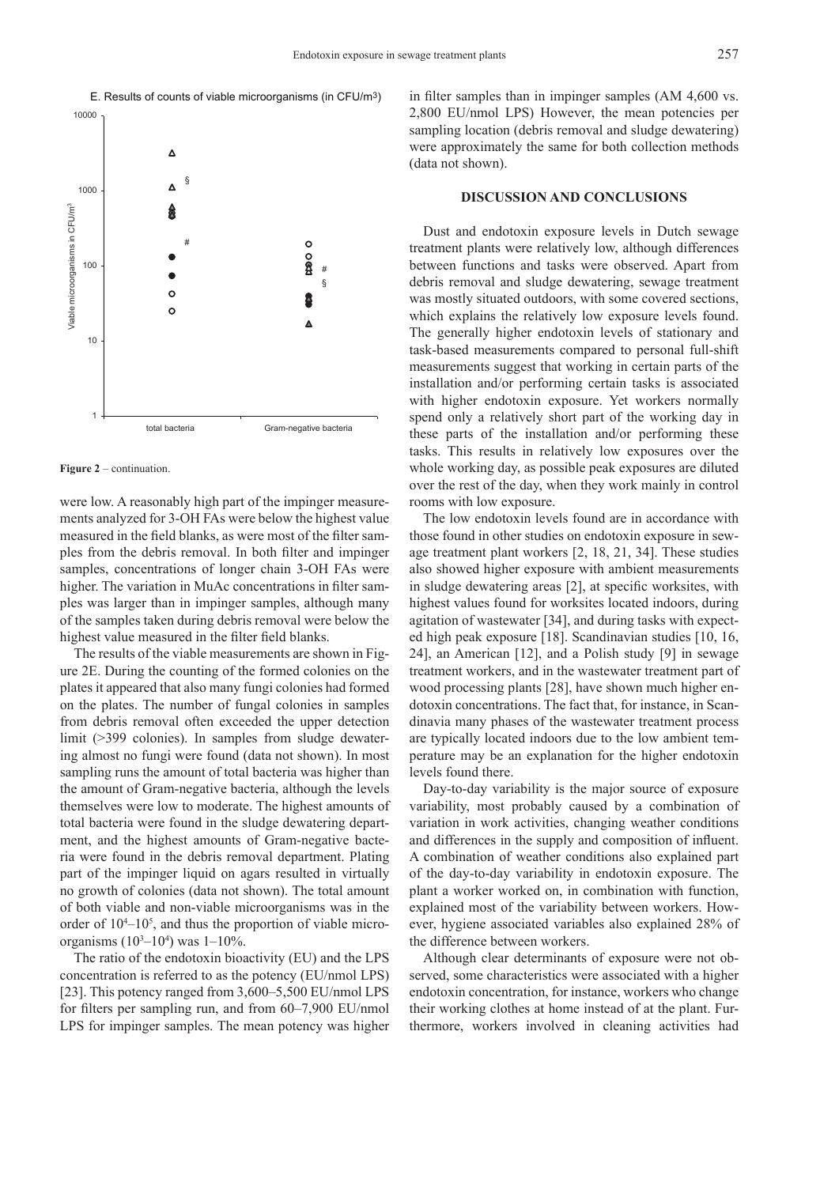E. Results of counts of viable microorganisms (in CFU/m3)

**Figure 2** – continuation.

were low. A reasonably high part of the impinger measurements analyzed for 3-OH FAs were below the highest value measured in the field blanks, as were most of the filter samples from the debris removal. In both filter and impinger samples, concentrations of longer chain 3-OH FAs were higher. The variation in MuAc concentrations in filter samples was larger than in impinger samples, although many of the samples taken during debris removal were below the highest value measured in the filter field blanks.

The results of the viable measurements are shown in Figure 2E. During the counting of the formed colonies on the plates it appeared that also many fungi colonies had formed on the plates. The number of fungal colonies in samples from debris removal often exceeded the upper detection limit (>399 colonies). In samples from sludge dewatering almost no fungi were found (data not shown). In most sampling runs the amount of total bacteria was higher than the amount of Gram-negative bacteria, although the levels themselves were low to moderate. The highest amounts of total bacteria were found in the sludge dewatering department, and the highest amounts of Gram-negative bacteria were found in the debris removal department. Plating part of the impinger liquid on agars resulted in virtually no growth of colonies (data not shown). The total amount of both viable and non-viable microorganisms was in the order of $10^4$–$10^5$, and thus the proportion of viable microorganisms ($10^3$–$10^4$) was 1–10%.

The ratio of the endotoxin bioactivity (EU) and the LPS concentration is referred to as the potency (EU/nmol LPS) [23]. This potency ranged from 3,600–5,500 EU/nmol LPS for filters per sampling run, and from 60–7,900 EU/nmol LPS for impinger samples. The mean potency was higher in filter samples than in impinger samples (AM 4,600 vs. 2,800 EU/nmol LPS) However, the mean potencies per sampling location (debris removal and sludge dewatering) were approximately the same for both collection methods (data not shown).

## DISCUSSION AND CONCLUSIONS

Dust and endotoxin exposure levels in Dutch sewage treatment plants were relatively low, although differences between functions and tasks were observed. Apart from debris removal and sludge dewatering, sewage treatment was mostly situated outdoors, with some covered sections, which explains the relatively low exposure levels found. The generally higher endotoxin levels of stationary and task-based measurements compared to personal full-shift measurements suggest that working in certain parts of the installation and/or performing certain tasks is associated with higher endotoxin exposure. Yet workers normally spend only a relatively short part of the working day in these parts of the installation and/or performing these tasks. This results in relatively low exposures over the whole working day, as possible peak exposures are diluted over the rest of the day, when they work mainly in control rooms with low exposure.

The low endotoxin levels found are in accordance with those found in other studies on endotoxin exposure in sewage treatment plant workers [2, 18, 21, 34]. These studies also showed higher exposure with ambient measurements in sludge dewatering areas [2], at specific worksites, with highest values found for worksites located indoors, during agitation of wastewater [34], and during tasks with expected high peak exposure [18]. Scandinavian studies [10, 16, 24], an American [12], and a Polish study [9] in sewage treatment workers, and in the wastewater treatment part of wood processing plants [28], have shown much higher endotoxin concentrations. The fact that, for instance, in Scandinavia many phases of the wastewater treatment process are typically located indoors due to the low ambient temperature may be an explanation for the higher endotoxin levels found there.

Day-to-day variability is the major source of exposure variability, most probably caused by a combination of variation in work activities, changing weather conditions and differences in the supply and composition of influent. A combination of weather conditions also explained part of the day-to-day variability in endotoxin exposure. The plant a worker worked on, in combination with function, explained most of the variability between workers. However, hygiene associated variables also explained 28% of the difference between workers.

Although clear determinants of exposure were not observed, some characteristics were associated with a higher endotoxin concentration, for instance, workers who change their working clothes at home instead of at the plant. Furthermore, workers involved in cleaning activities had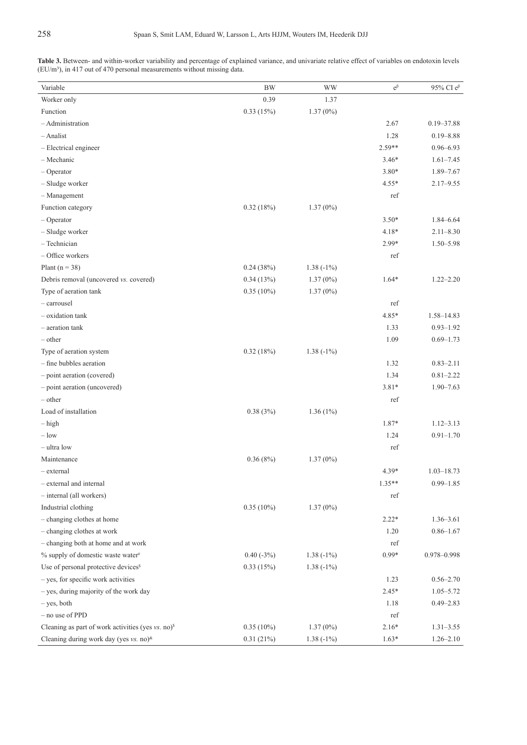**Table 3.** Between- and within-worker variability and percentage of explained variance, and univariate relative effect of variables on endotoxin levels (EU/m³), in 417 out of 470 personal measurements without missing data.

| Variable | BW | WW | $e^{\beta}$ | 95% CI $e^{\beta}$ |
|---|---|---|---|---|
| Worker only | 0.39 | 1.37 | | |
| Function | 0.33 (15%) | 1.37 (0%) | | |
| – Administration | | | 2.67 | 0.19–37.88 |
| – Analist | | | 1.28 | 0.19–8.88 |
| – Electrical engineer | | | 2.59** | 0.96–6.93 |
| – Mechanic | | | 3.46* | 1.61–7.45 |
| – Operator | | | 3.80* | 1.89–7.67 |
| – Sludge worker | | | 4.55* | 2.17–9.55 |
| – Management | | | ref | |
| Function category | 0.32 (18%) | 1.37 (0%) | | |
| – Operator | | | 3.50* | 1.84–6.64 |
| – Sludge worker | | | 4.18* | 2.11–8.30 |
| – Technician | | | 2.99* | 1.50–5.98 |
| – Office workers | | | ref | |
| Plant (n = 38) | 0.24 (38%) | 1.38 (-1%) | | |
| Debris removal (uncovered *vs.* covered) | 0.34 (13%) | 1.37 (0%) | 1.64* | 1.22–2.20 |
| Type of aeration tank | 0.35 (10%) | 1.37 (0%) | | |
| – carrousel | | | ref | |
| – oxidation tank | | | 4.85* | 1.58–14.83 |
| – aeration tank | | | 1.33 | 0.93–1.92 |
| – other | | | 1.09 | 0.69–1.73 |
| Type of aeration system | 0.32 (18%) | 1.38 (-1%) | | |
| – fine bubbles aeration | | | 1.32 | 0.83–2.11 |
| – point aeration (covered) | | | 1.34 | 0.81–2.22 |
| – point aeration (uncovered) | | | 3.81* | 1.90–7.63 |
| – other | | | ref | |
| Load of installation | 0.38 (3%) | 1.36 (1%) | | |
| – high | | | 1.87* | 1.12–3.13 |
| – low | | | 1.24 | 0.91–1.70 |
| – ultra low | | | ref | |
| Maintenance | 0.36 (8%) | 1.37 (0%) | | |
| – external | | | 4.39* | 1.03–18.73 |
| – external and internal | | | 1.35** | 0.99–1.85 |
| – internal (all workers) | | | ref | |
| Industrial clothing | 0.35 (10%) | 1.37 (0%) | | |
| – changing clothes at home | | | 2.22* | 1.36–3.61 |
| – changing clothes at work | | | 1.20 | 0.86–1.67 |
| – changing both at home and at work | | | ref | |
| % supply of domestic waste water[#] | 0.40 (-3%) | 1.38 (-1%) | 0.99* | 0.978–0.998 |
| Use of personal protective devices[$] | 0.33 (15%) | 1.38 (-1%) | | |
| – yes, for specific work activities | | | 1.23 | 0.56–2.70 |
| – yes, during majority of the work day | | | 2.45* | 1.05–5.72 |
| – yes, both | | | 1.18 | 0.49–2.83 |
| – no use of PPD | | | ref | |
| Cleaning as part of work activities (yes *vs.* no)[$] | 0.35 (10%) | 1.37 (0%) | 2.16* | 1.31–3.55 |
| Cleaning during work day (yes *vs.* no)[&] | 0.31 (21%) | 1.38 (-1%) | 1.63* | 1.26–2.10 |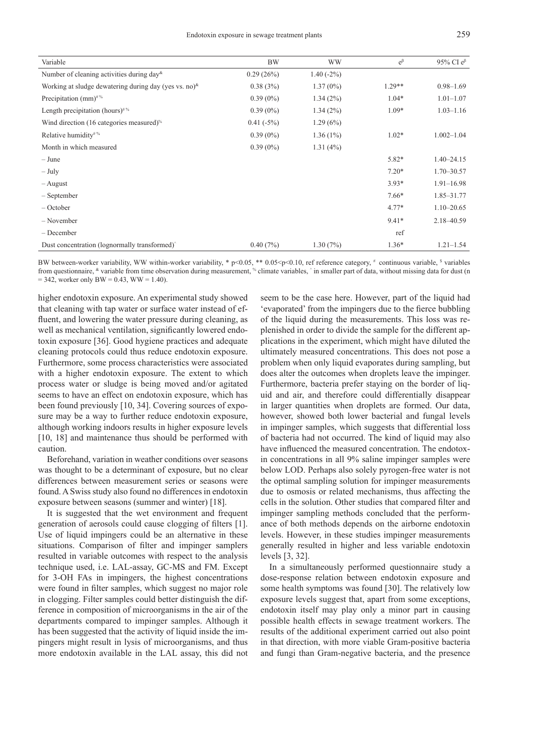| Variable | BW | WW | $e^{\beta}$ | 95% CI $e^{\beta}$ |
|---|---|---|---|---|
| Number of cleaning activities during day[&] | 0.29 (26%) | 1.40 (-2%) | | |
| Working at sludge dewatering during day (yes vs. no)[&] | 0.38 (3%) | 1.37 (0%) | 1.29** | 0.98–1.69 |
| Precipitation (mm)[# %] | 0.39 (0%) | 1.34 (2%) | 1.04* | 1.01–1.07 |
| Length precipitation (hours)[# %] | 0.39 (0%) | 1.34 (2%) | 1.09* | 1.03–1.16 |
| Wind direction (16 categories measured)[%] | 0.41 (-5%) | 1.29 (6%) | | |
| Relative humidity[# %] | 0.39 (0%) | 1.36 (1%) | 1.02* | 1.002–1.04 |
| Month in which measured | 0.39 (0%) | 1.31 (4%) | | |
| – June | | | 5.82* | 1.40–24.15 |
| – July | | | 7.20* | 1.70–30.57 |
| – August | | | 3.93* | 1.91–16.98 |
| – September | | | 7.66* | 1.85–31.77 |
| – October | | | 4.77* | 1.10–20.65 |
| – November | | | 9.41* | 2.18–40.59 |
| – December | | | ref | |
| Dust concentration (lognormally transformed)[^] | 0.40 (7%) | 1.30 (7%) | 1.36* | 1.21–1.54 |

BW between-worker variability, WW within-worker variability, * $p<0.05$, ** $0.05<p<0.10$, ref reference category, [#] continuous variable, [$] variables from questionnaire, [&] variable from time observation during measurement, [%] climate variables, [^] in smaller part of data, without missing data for dust (n = 342, worker only BW = 0.43, WW = 1.40).

higher endotoxin exposure. An experimental study showed that cleaning with tap water or surface water instead of effluent, and lowering the water pressure during cleaning, as well as mechanical ventilation, significantly lowered endotoxin exposure [36]. Good hygiene practices and adequate cleaning protocols could thus reduce endotoxin exposure. Furthermore, some process characteristics were associated with a higher endotoxin exposure. The extent to which process water or sludge is being moved and/or agitated seems to have an effect on endotoxin exposure, which has been found previously [10, 34]. Covering sources of exposure may be a way to further reduce endotoxin exposure, although working indoors results in higher exposure levels [10, 18] and maintenance thus should be performed with caution.

Beforehand, variation in weather conditions over seasons was thought to be a determinant of exposure, but no clear differences between measurement series or seasons were found. A Swiss study also found no differences in endotoxin exposure between seasons (summer and winter) [18].

It is suggested that the wet environment and frequent generation of aerosols could cause clogging of filters [1]. Use of liquid impingers could be an alternative in these situations. Comparison of filter and impinger samplers resulted in variable outcomes with respect to the analysis technique used, i.e. LAL-assay, GC-MS and FM. Except for 3-OH FAs in impingers, the highest concentrations were found in filter samples, which suggest no major role in clogging. Filter samples could better distinguish the difference in composition of microorganisms in the air of the departments compared to impinger samples. Although it has been suggested that the activity of liquid inside the impingers might result in lysis of microorganisms, and thus more endotoxin available in the LAL assay, this did not seem to be the case here. However, part of the liquid had 'evaporated' from the impingers due to the fierce bubbling of the liquid during the measurements. This loss was replenished in order to divide the sample for the different applications in the experiment, which might have diluted the ultimately measured concentrations. This does not pose a problem when only liquid evaporates during sampling, but does alter the outcomes when droplets leave the impinger. Furthermore, bacteria prefer staying on the border of liquid and air, and therefore could differentially disappear in larger quantities when droplets are formed. Our data, however, showed both lower bacterial and fungal levels in impinger samples, which suggests that differential loss of bacteria had not occurred. The kind of liquid may also have influenced the measured concentration. The endotoxin concentrations in all 9% saline impinger samples were below LOD. Perhaps also solely pyrogen-free water is not the optimal sampling solution for impinger measurements due to osmosis or related mechanisms, thus affecting the cells in the solution. Other studies that compared filter and impinger sampling methods concluded that the performance of both methods depends on the airborne endotoxin levels. However, in these studies impinger measurements generally resulted in higher and less variable endotoxin levels [3, 32].

In a simultaneously performed questionnaire study a dose-response relation between endotoxin exposure and some health symptoms was found [30]. The relatively low exposure levels suggest that, apart from some exceptions, endotoxin itself may play only a minor part in causing possible health effects in sewage treatment workers. The results of the additional experiment carried out also point in that direction, with more viable Gram-positive bacteria and fungi than Gram-negative bacteria, and the presence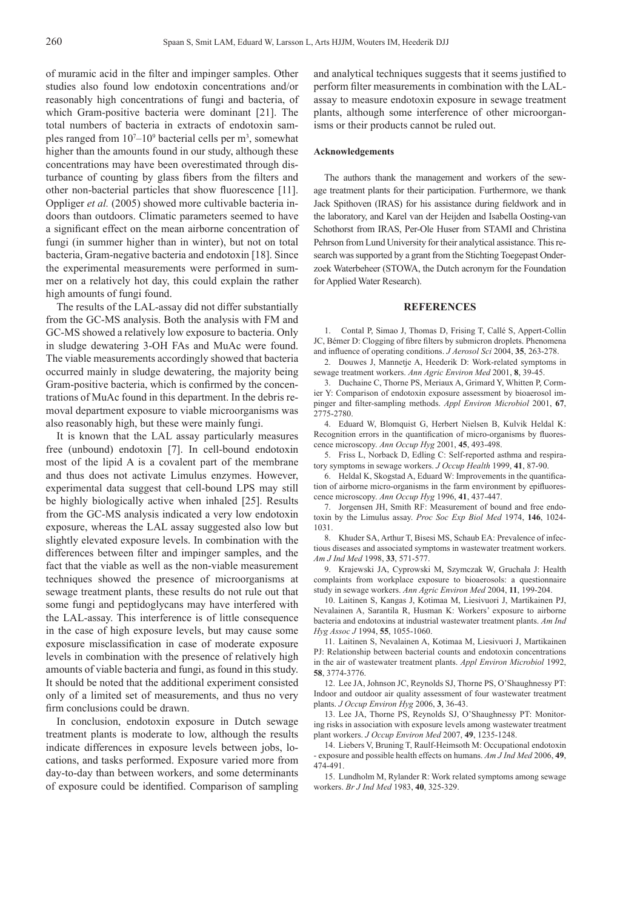of muramic acid in the filter and impinger samples. Other studies also found low endotoxin concentrations and/or reasonably high concentrations of fungi and bacteria, of which Gram-positive bacteria were dominant [21]. The total numbers of bacteria in extracts of endotoxin samples ranged from $10^7$–$10^9$ bacterial cells per $m^3$, somewhat higher than the amounts found in our study, although these concentrations may have been overestimated through disturbance of counting by glass fibers from the filters and other non-bacterial particles that show fluorescence [11]. Oppliger *et al.* (2005) showed more cultivable bacteria indoors than outdoors. Climatic parameters seemed to have a significant effect on the mean airborne concentration of fungi (in summer higher than in winter), but not on total bacteria, Gram-negative bacteria and endotoxin [18]. Since the experimental measurements were performed in summer on a relatively hot day, this could explain the rather high amounts of fungi found.

The results of the LAL-assay did not differ substantially from the GC-MS analysis. Both the analysis with FM and GC-MS showed a relatively low exposure to bacteria. Only in sludge dewatering 3-OH FAs and MuAc were found. The viable measurements accordingly showed that bacteria occurred mainly in sludge dewatering, the majority being Gram-positive bacteria, which is confirmed by the concentrations of MuAc found in this department. In the debris removal department exposure to viable microorganisms was also reasonably high, but these were mainly fungi.

It is known that the LAL assay particularly measures free (unbound) endotoxin [7]. In cell-bound endotoxin most of the lipid A is a covalent part of the membrane and thus does not activate Limulus enzymes. However, experimental data suggest that cell-bound LPS may still be highly biologically active when inhaled [25]. Results from the GC-MS analysis indicated a very low endotoxin exposure, whereas the LAL assay suggested also low but slightly elevated exposure levels. In combination with the differences between filter and impinger samples, and the fact that the viable as well as the non-viable measurement techniques showed the presence of microorganisms at sewage treatment plants, these results do not rule out that some fungi and peptidoglycans may have interfered with the LAL-assay. This interference is of little consequence in the case of high exposure levels, but may cause some exposure misclassification in case of moderate exposure levels in combination with the presence of relatively high amounts of viable bacteria and fungi, as found in this study. It should be noted that the additional experiment consisted only of a limited set of measurements, and thus no very firm conclusions could be drawn.

In conclusion, endotoxin exposure in Dutch sewage treatment plants is moderate to low, although the results indicate differences in exposure levels between jobs, locations, and tasks performed. Exposure varied more from day-to-day than between workers, and some determinants of exposure could be identified. Comparison of sampling and analytical techniques suggests that it seems justified to perform filter measurements in combination with the LAL-assay to measure endotoxin exposure in sewage treatment plants, although some interference of other microorganisms or their products cannot be ruled out.

### Acknowledgements

The authors thank the management and workers of the sewage treatment plants for their participation. Furthermore, we thank Jack Spithoven (IRAS) for his assistance during fieldwork and in the laboratory, and Karel van der Heijden and Isabella Oosting-van Schothorst from IRAS, Per-Ole Huser from STAMI and Christina Pehrson from Lund University for their analytical assistance. This research was supported by a grant from the Stichting Toegepast Onderzoek Waterbeheer (STOWA, the Dutch acronym for the Foundation for Applied Water Research).

## REFERENCES

1. Contal P, Simao J, Thomas D, Frising T, Callé S, Appert-Collin JC, Bémer D: Clogging of fibre filters by submicron droplets. Phenomena and influence of operating conditions. *J Aerosol Sci* 2004, **35**, 263-278.
2. Douwes J, Mannetje A, Heederik D: Work-related symptoms in sewage treatment workers. *Ann Agric Environ Med* 2001, **8**, 39-45.
3. Duchaine C, Thorne PS, Meriaux A, Grimard Y, Whitten P, Cormier Y: Comparison of endotoxin exposure assessment by bioaerosol impinger and filter-sampling methods. *Appl Environ Microbiol* 2001, **67**, 2775-2780.
4. Eduard W, Blomquist G, Herbert Nielsen B, Kulvik Heldal K: Recognition errors in the quantification of micro-organisms by fluorescence microscopy. *Ann Occup Hyg* 2001, **45**, 493-498.
5. Friss L, Norback D, Edling C: Self-reported asthma and respiratory symptoms in sewage workers. *J Occup Health* 1999, **41**, 87-90.
6. Heldal K, Skogstad A, Eduard W: Improvements in the quantification of airborne micro-organisms in the farm environment by epifluorescence microscopy. *Ann Occup Hyg* 1996, **41**, 437-447.
7. Jorgensen JH, Smith RF: Measurement of bound and free endotoxin by the Limulus assay. *Proc Soc Exp Biol Med* 1974, **146**, 1024-1031.
8. Khuder SA, Arthur T, Bisesi MS, Schaub EA: Prevalence of infectious diseases and associated symptoms in wastewater treatment workers. *Am J Ind Med* 1998, **33**, 571-577.
9. Krajewski JA, Cyprowski M, Szymczak W, Gruchała J: Health complaints from workplace exposure to bioaerosols: a questionnaire study in sewage workers. *Ann Agric Environ Med* 2004, **11**, 199-204.
10. Laitinen S, Kangas J, Kotimaa M, Liesivuori J, Martikainen PJ, Nevalainen A, Sarantila R, Husman K: Workers' exposure to airborne bacteria and endotoxins at industrial wastewater treatment plants. *Am Ind Hyg Assoc J* 1994, **55**, 1055-1060.
11. Laitinen S, Nevalainen A, Kotimaa M, Liesivuori J, Martikainen PJ: Relationship between bacterial counts and endotoxin concentrations in the air of wastewater treatment plants. *Appl Environ Microbiol* 1992, **58**, 3774-3776.
12. Lee JA, Johnson JC, Reynolds SJ, Thorne PS, O'Shaughnessy PT: Indoor and outdoor air quality assessment of four wastewater treatment plants. *J Occup Environ Hyg* 2006, **3**, 36-43.
13. Lee JA, Thorne PS, Reynolds SJ, O'Shaughnessy PT: Monitoring risks in association with exposure levels among wastewater treatment plant workers. *J Occup Environ Med* 2007, **49**, 1235-1248.
14. Liebers V, Bruning T, Raulf-Heimsoth M: Occupational endotoxin - exposure and possible health effects on humans. *Am J Ind Med* 2006, **49**, 474-491.
15. Lundholm M, Rylander R: Work related symptoms among sewage workers. *Br J Ind Med* 1983, **40**, 325-329.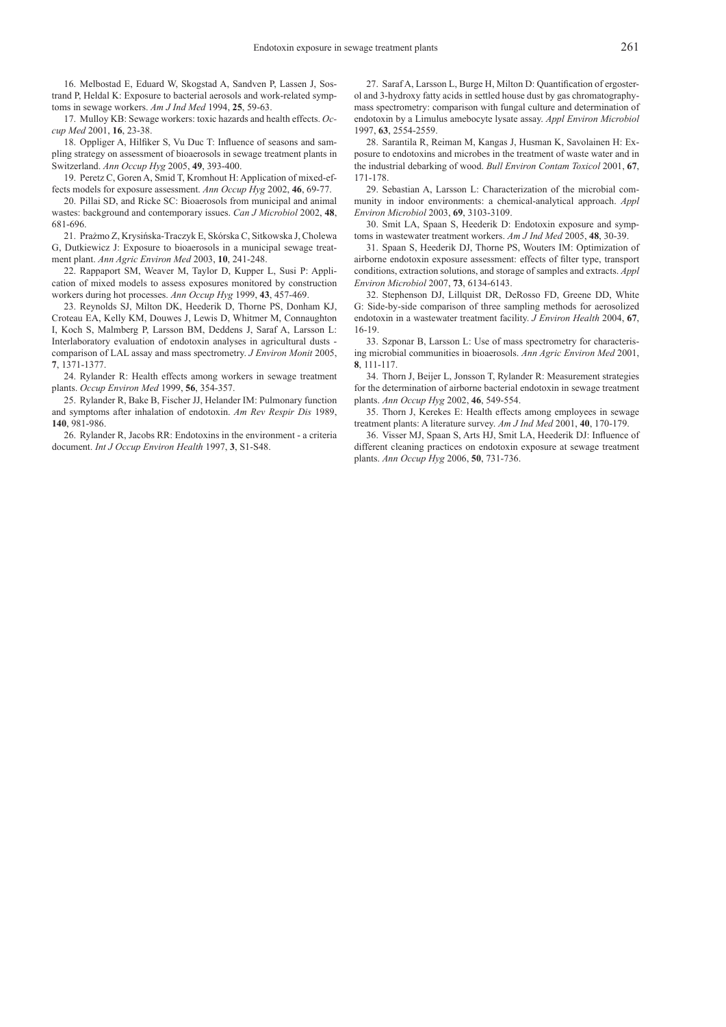16. Melbostad E, Eduard W, Skogstad A, Sandven P, Lassen J, Sostrand P, Heldal K: Exposure to bacterial aerosols and work-related symptoms in sewage workers. *Am J Ind Med* 1994, **25**, 59-63.

17. Mulloy KB: Sewage workers: toxic hazards and health effects. *Occup Med* 2001, **16**, 23-38.

18. Oppliger A, Hilfiker S, Vu Duc T: Influence of seasons and sampling strategy on assessment of bioaerosols in sewage treatment plants in Switzerland. *Ann Occup Hyg* 2005, **49**, 393-400.

19. Peretz C, Goren A, Smid T, Kromhout H: Application of mixed-effects models for exposure assessment. *Ann Occup Hyg* 2002, **46**, 69-77.

20. Pillai SD, and Ricke SC: Bioaerosols from municipal and animal wastes: background and contemporary issues. *Can J Microbiol* 2002, **48**, 681-696.

21. Prażmo Z, Krysińska-Traczyk E, Skórska C, Sitkowska J, Cholewa G, Dutkiewicz J: Exposure to bioaerosols in a municipal sewage treatment plant. *Ann Agric Environ Med* 2003, **10**, 241-248.

22. Rappaport SM, Weaver M, Taylor D, Kupper L, Susi P: Application of mixed models to assess exposures monitored by construction workers during hot processes. *Ann Occup Hyg* 1999, **43**, 457-469.

23. Reynolds SJ, Milton DK, Heederik D, Thorne PS, Donham KJ, Croteau EA, Kelly KM, Douwes J, Lewis D, Whitmer M, Connaughton I, Koch S, Malmberg P, Larsson BM, Deddens J, Saraf A, Larsson L: Interlaboratory evaluation of endotoxin analyses in agricultural dusts - comparison of LAL assay and mass spectrometry. *J Environ Monit* 2005, **7**, 1371-1377.

24. Rylander R: Health effects among workers in sewage treatment plants. *Occup Environ Med* 1999, **56**, 354-357.

25. Rylander R, Bake B, Fischer JJ, Helander IM: Pulmonary function and symptoms after inhalation of endotoxin. *Am Rev Respir Dis* 1989, **140**, 981-986.

26. Rylander R, Jacobs RR: Endotoxins in the environment - a criteria document. *Int J Occup Environ Health* 1997, **3**, S1-S48.

27. Saraf A, Larsson L, Burge H, Milton D: Quantification of ergosterol and 3-hydroxy fatty acids in settled house dust by gas chromatography-mass spectrometry: comparison with fungal culture and determination of endotoxin by a Limulus amebocyte lysate assay. *Appl Environ Microbiol* 1997, **63**, 2554-2559.

28. Sarantila R, Reiman M, Kangas J, Husman K, Savolainen H: Exposure to endotoxins and microbes in the treatment of waste water and in the industrial debarking of wood. *Bull Environ Contam Toxicol* 2001, **67**, 171-178.

29. Sebastian A, Larsson L: Characterization of the microbial community in indoor environments: a chemical-analytical approach. *Appl Environ Microbiol* 2003, **69**, 3103-3109.

30. Smit LA, Spaan S, Heederik D: Endotoxin exposure and symptoms in wastewater treatment workers. *Am J Ind Med* 2005, **48**, 30-39.

31. Spaan S, Heederik DJ, Thorne PS, Wouters IM: Optimization of airborne endotoxin exposure assessment: effects of filter type, transport conditions, extraction solutions, and storage of samples and extracts. *Appl Environ Microbiol* 2007, **73**, 6134-6143.

32. Stephenson DJ, Lillquist DR, DeRosso FD, Greene DD, White G: Side-by-side comparison of three sampling methods for aerosolized endotoxin in a wastewater treatment facility. *J Environ Health* 2004, **67**, 16-19.

33. Szponar B, Larsson L: Use of mass spectrometry for characterising microbial communities in bioaerosols. *Ann Agric Environ Med* 2001, **8**, 111-117.

34. Thorn J, Beijer L, Jonsson T, Rylander R: Measurement strategies for the determination of airborne bacterial endotoxin in sewage treatment plants. *Ann Occup Hyg* 2002, **46**, 549-554.

35. Thorn J, Kerekes E: Health effects among employees in sewage treatment plants: A literature survey. *Am J Ind Med* 2001, **40**, 170-179.

36. Visser MJ, Spaan S, Arts HJ, Smit LA, Heederik DJ: Influence of different cleaning practices on endotoxin exposure at sewage treatment plants. *Ann Occup Hyg* 2006, **50**, 731-736.